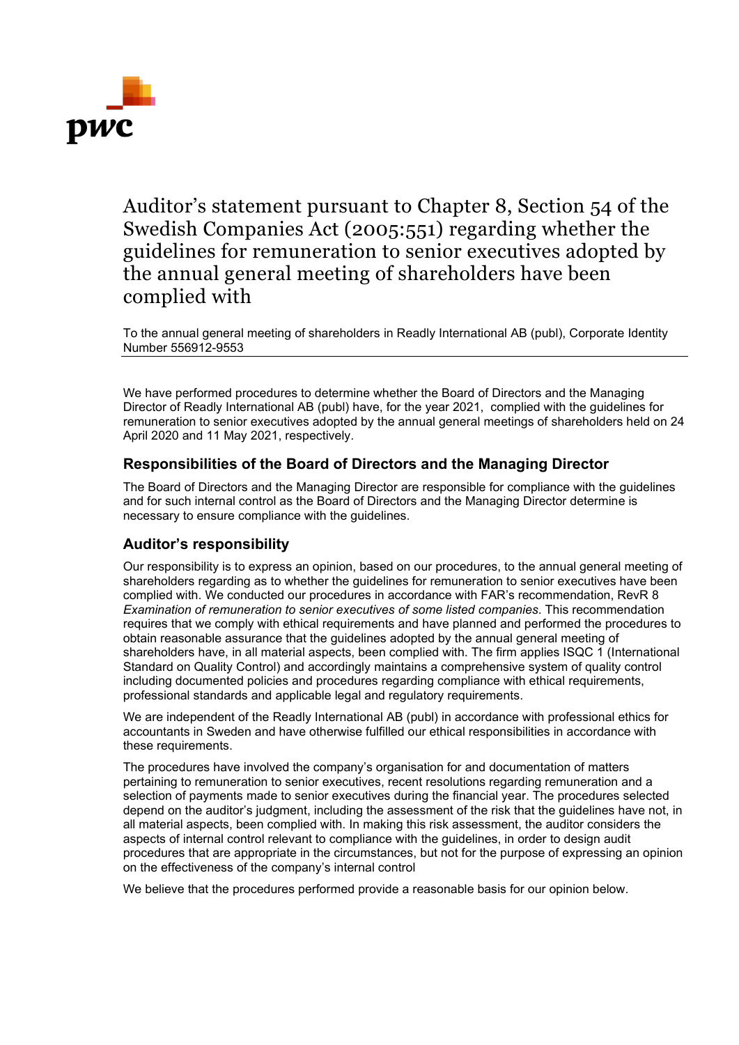# Auditor's statement pursuant to Chapter 8, Section 54 of the Swedish Companies Act (2005:551) regarding whether the guidelines for remuneration to senior executives adopted by the annual general meeting of shareholders have been complied with

To the annual general meeting of shareholders in Readly International AB (publ), Corporate Identity Number 556912-9553

We have performed procedures to determine whether the Board of Directors and the Managing Director of Readly International AB (publ) have, for the year 2021, complied with the guidelines for remuneration to senior executives adopted by the annual general meetings of shareholders held on 24 April 2020 and 11 May 2021, respectively.

## Responsibilities of the Board of Directors and the Managing Director

The Board of Directors and the Managing Director are responsible for compliance with the guidelines and for such internal control as the Board of Directors and the Managing Director determine is necessary to ensure compliance with the guidelines.

## Auditor's responsibility

Our responsibility is to express an opinion, based on our procedures, to the annual general meeting of shareholders regarding as to whether the guidelines for remuneration to senior executives have been complied with. We conducted our procedures in accordance with FAR's recommendation, RevR 8 *Examination of remuneration to senior executives of some listed companies*. This recommendation requires that we comply with ethical requirements and have planned and performed the procedures to obtain reasonable assurance that the guidelines adopted by the annual general meeting of shareholders have, in all material aspects, been complied with. The firm applies ISQC 1 (International Standard on Quality Control) and accordingly maintains a comprehensive system of quality control including documented policies and procedures regarding compliance with ethical requirements, professional standards and applicable legal and regulatory requirements.

We are independent of the Readly International AB (publ) in accordance with professional ethics for accountants in Sweden and have otherwise fulfilled our ethical responsibilities in accordance with these requirements.

The procedures have involved the company's organisation for and documentation of matters pertaining to remuneration to senior executives, recent resolutions regarding remuneration and a selection of payments made to senior executives during the financial year. The procedures selected depend on the auditor's judgment, including the assessment of the risk that the guidelines have not, in all material aspects, been complied with. In making this risk assessment, the auditor considers the aspects of internal control relevant to compliance with the guidelines, in order to design audit procedures that are appropriate in the circumstances, but not for the purpose of expressing an opinion on the effectiveness of the company's internal control

We believe that the procedures performed provide a reasonable basis for our opinion below.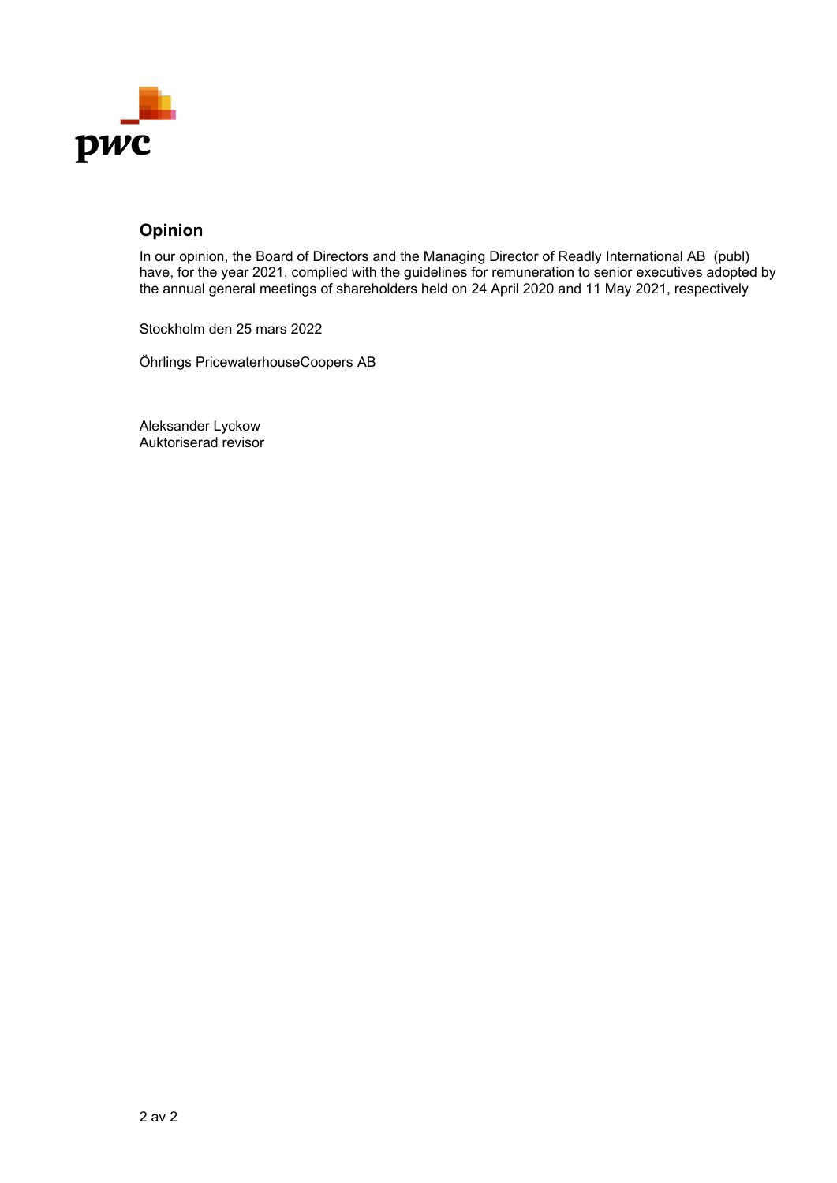## Opinion

In our opinion, the Board of Directors and the Managing Director of Readly International AB (publ) have, for the year 2021, complied with the guidelines for remuneration to senior executives adopted by the annual general meetings of shareholders held on 24 April 2020 and 11 May 2021, respectively

Stockholm den 25 mars 2022

Öhrlings PricewaterhouseCoopers AB

Aleksander Lyckow
Auktoriserad revisor